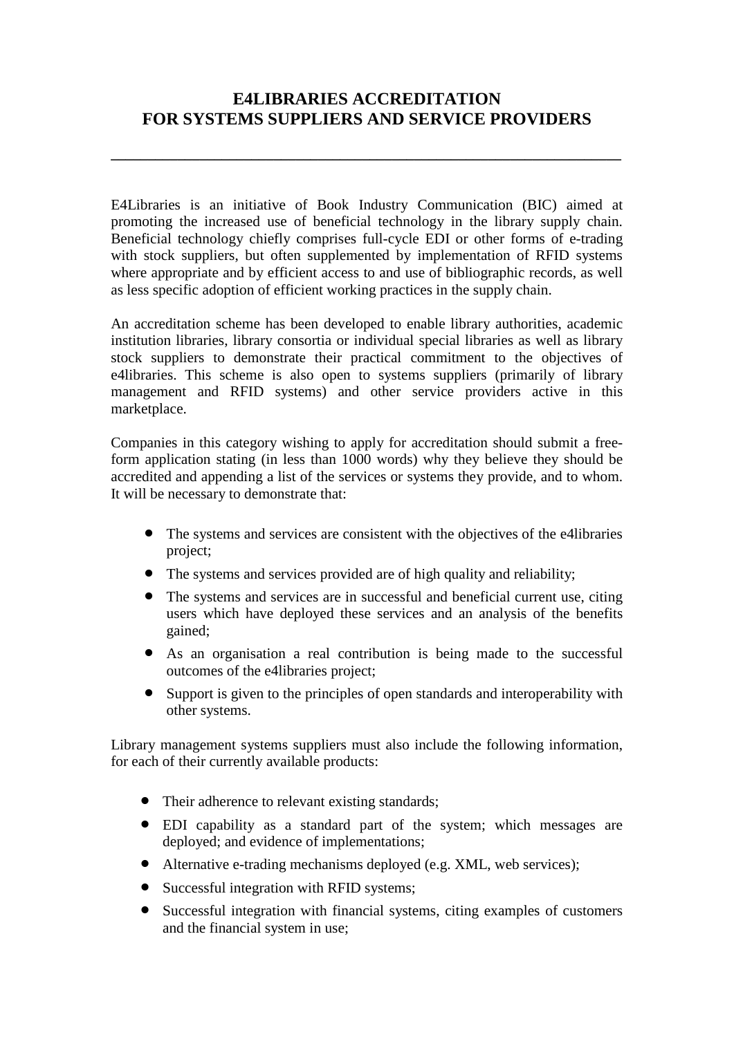# E4LIBRARIES ACCREDITATION
# FOR SYSTEMS SUPPLIERS AND SERVICE PROVIDERS

---

E4Libraries is an initiative of Book Industry Communication (BIC) aimed at promoting the increased use of beneficial technology in the library supply chain. Beneficial technology chiefly comprises full-cycle EDI or other forms of e-trading with stock suppliers, but often supplemented by implementation of RFID systems where appropriate and by efficient access to and use of bibliographic records, as well as less specific adoption of efficient working practices in the supply chain.

An accreditation scheme has been developed to enable library authorities, academic institution libraries, library consortia or individual special libraries as well as library stock suppliers to demonstrate their practical commitment to the objectives of e4libraries. This scheme is also open to systems suppliers (primarily of library management and RFID systems) and other service providers active in this marketplace.

Companies in this category wishing to apply for accreditation should submit a free-form application stating (in less than 1000 words) why they believe they should be accredited and appending a list of the services or systems they provide, and to whom. It will be necessary to demonstrate that:

- The systems and services are consistent with the objectives of the e4libraries project;
- The systems and services provided are of high quality and reliability;
- The systems and services are in successful and beneficial current use, citing users which have deployed these services and an analysis of the benefits gained;
- As an organisation a real contribution is being made to the successful outcomes of the e4libraries project;
- Support is given to the principles of open standards and interoperability with other systems.

Library management systems suppliers must also include the following information, for each of their currently available products:

- Their adherence to relevant existing standards;
- EDI capability as a standard part of the system; which messages are deployed; and evidence of implementations;
- Alternative e-trading mechanisms deployed (e.g. XML, web services);
- Successful integration with RFID systems;
- Successful integration with financial systems, citing examples of customers and the financial system in use;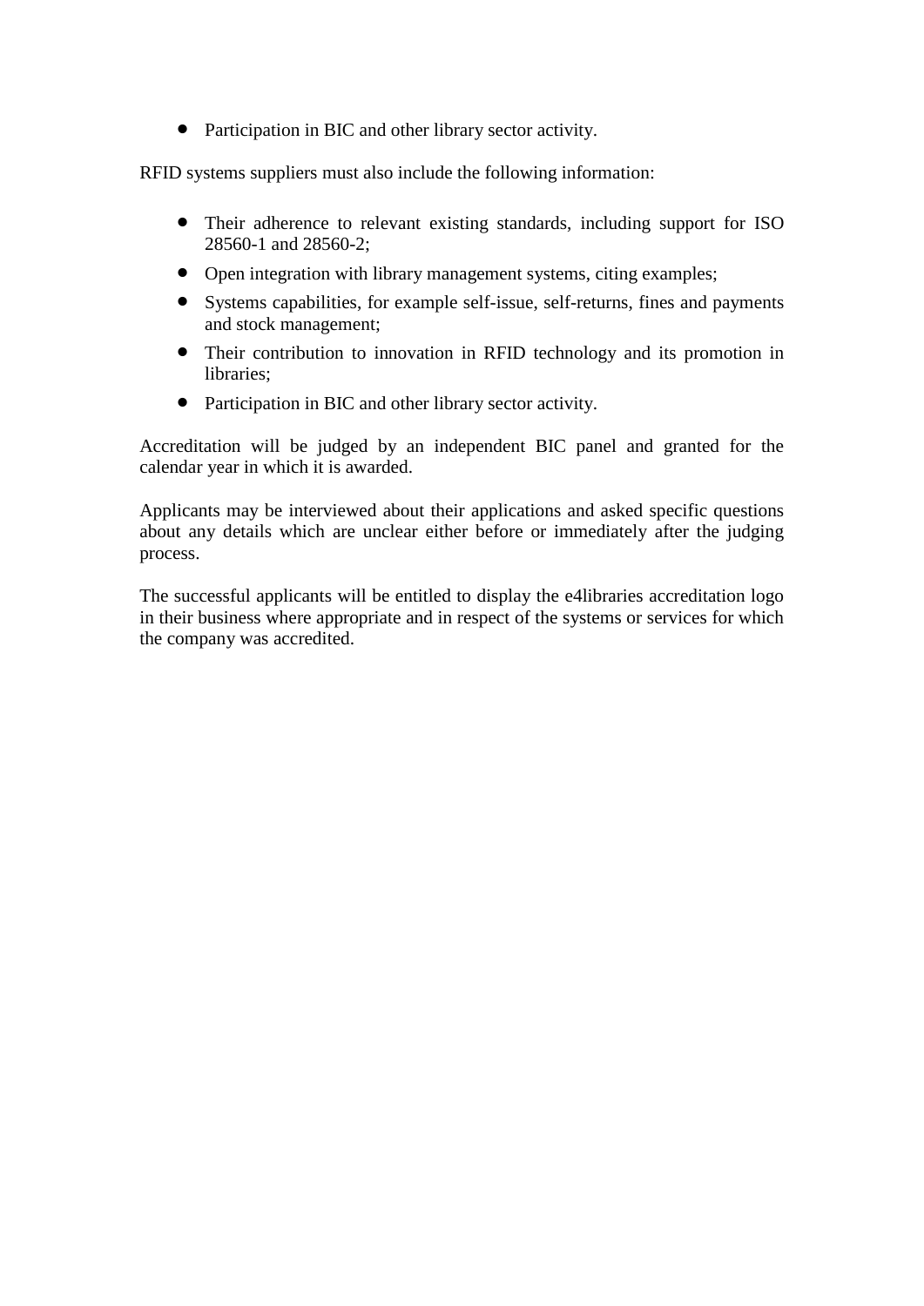- Participation in BIC and other library sector activity.

RFID systems suppliers must also include the following information:

- Their adherence to relevant existing standards, including support for ISO 28560-1 and 28560-2;
- Open integration with library management systems, citing examples;
- Systems capabilities, for example self-issue, self-returns, fines and payments and stock management;
- Their contribution to innovation in RFID technology and its promotion in libraries;
- Participation in BIC and other library sector activity.

Accreditation will be judged by an independent BIC panel and granted for the calendar year in which it is awarded.

Applicants may be interviewed about their applications and asked specific questions about any details which are unclear either before or immediately after the judging process.

The successful applicants will be entitled to display the e4libraries accreditation logo in their business where appropriate and in respect of the systems or services for which the company was accredited.